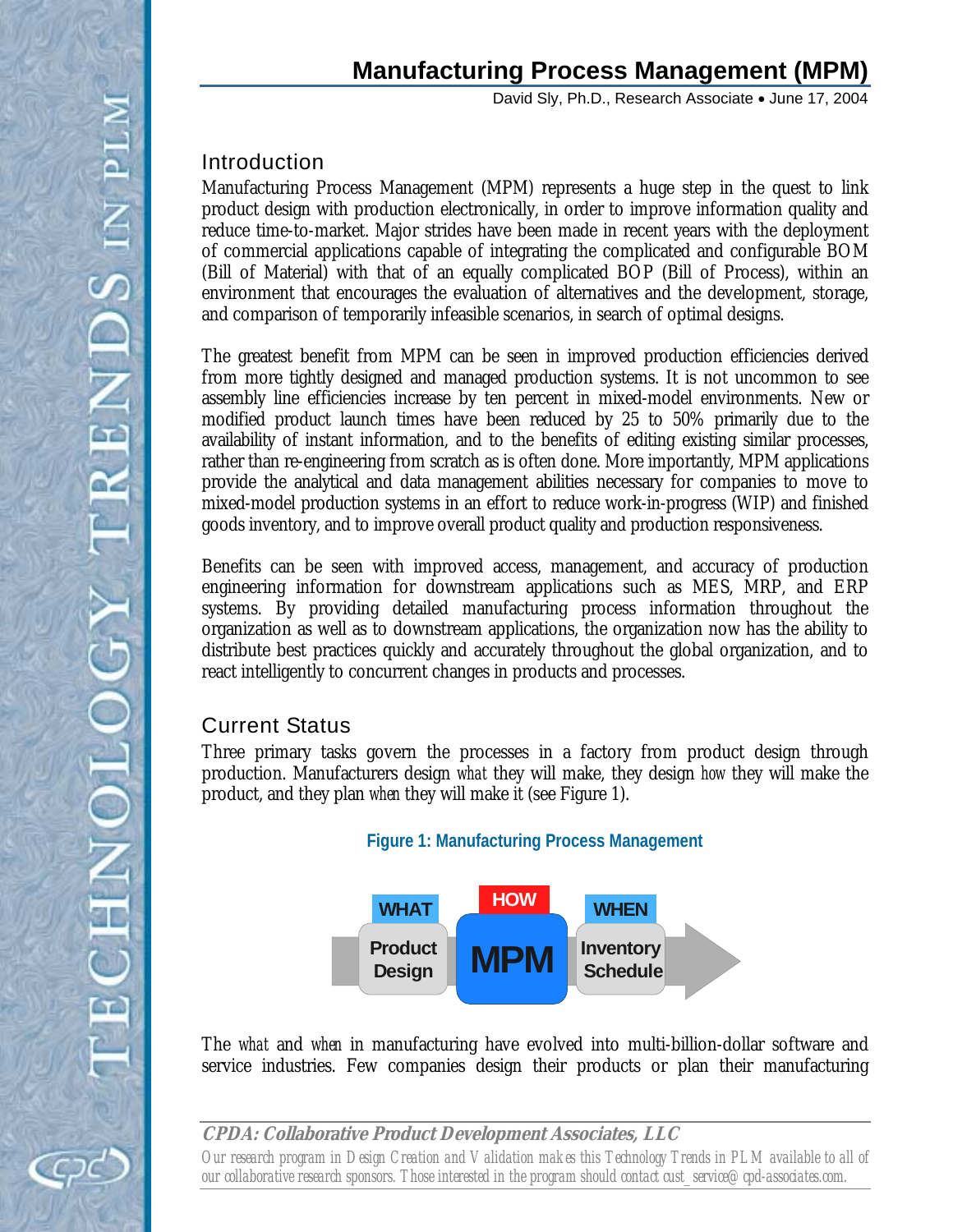# Manufacturing Process Management (MPM)

David Sly, Ph.D., Research Associate • June 17, 2004

## Introduction

Manufacturing Process Management (MPM) represents a huge step in the quest to link product design with production electronically, in order to improve information quality and reduce time-to-market. Major strides have been made in recent years with the deployment of commercial applications capable of integrating the complicated and configurable BOM (Bill of Material) with that of an equally complicated BOP (Bill of Process), within an environment that encourages the evaluation of alternatives and the development, storage, and comparison of temporarily infeasible scenarios, in search of optimal designs.

The greatest benefit from MPM can be seen in improved production efficiencies derived from more tightly designed and managed production systems. It is not uncommon to see assembly line efficiencies increase by ten percent in mixed-model environments. New or modified product launch times have been reduced by 25 to 50% primarily due to the availability of instant information, and to the benefits of editing existing similar processes, rather than re-engineering from scratch as is often done. More importantly, MPM applications provide the analytical and data management abilities necessary for companies to move to mixed-model production systems in an effort to reduce work-in-progress (WIP) and finished goods inventory, and to improve overall product quality and production responsiveness.

Benefits can be seen with improved access, management, and accuracy of production engineering information for downstream applications such as MES, MRP, and ERP systems. By providing detailed manufacturing process information throughout the organization as well as to downstream applications, the organization now has the ability to distribute best practices quickly and accurately throughout the global organization, and to react intelligently to concurrent changes in products and processes.

## Current Status

Three primary tasks govern the processes in a factory from product design through production. Manufacturers design *what* they will make, they design *how* they will make the product, and they plan *when* they will make it (see Figure 1).

**Figure 1: Manufacturing Process Management**

| WHAT | HOW | WHEN |
|---|---|---|
| Product Design | MPM | Inventory Schedule |

The *what* and *when* in manufacturing have evolved into multi-billion-dollar software and service industries. Few companies design their products or plan their manufacturing

---

***CPDA: Collaborative Product Development Associates, LLC***

*Our research program in Design Creation and Validation makes this Technology Trends in PLM available to all of our collaborative research sponsors. Those interested in the program should contact cust_service@cpd-associates.com.*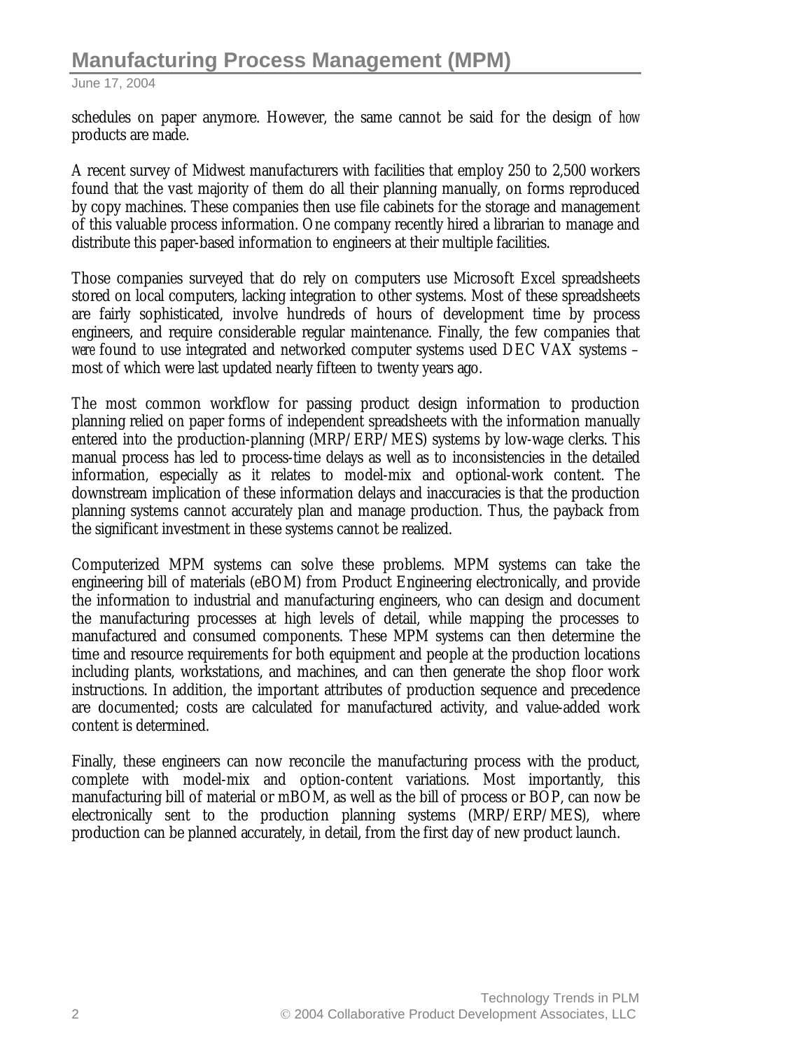schedules on paper anymore. However, the same cannot be said for the design of *how* products are made.

A recent survey of Midwest manufacturers with facilities that employ 250 to 2,500 workers found that the vast majority of them do all their planning manually, on forms reproduced by copy machines. These companies then use file cabinets for the storage and management of this valuable process information. One company recently hired a librarian to manage and distribute this paper-based information to engineers at their multiple facilities.

Those companies surveyed that do rely on computers use Microsoft Excel spreadsheets stored on local computers, lacking integration to other systems. Most of these spreadsheets are fairly sophisticated, involve hundreds of hours of development time by process engineers, and require considerable regular maintenance. Finally, the few companies that *were* found to use integrated and networked computer systems used DEC VAX systems – most of which were last updated nearly fifteen to twenty years ago.

The most common workflow for passing product design information to production planning relied on paper forms of independent spreadsheets with the information manually entered into the production-planning (MRP/ERP/MES) systems by low-wage clerks. This manual process has led to process-time delays as well as to inconsistencies in the detailed information, especially as it relates to model-mix and optional-work content. The downstream implication of these information delays and inaccuracies is that the production planning systems cannot accurately plan and manage production. Thus, the payback from the significant investment in these systems cannot be realized.

Computerized MPM systems can solve these problems. MPM systems can take the engineering bill of materials (eBOM) from Product Engineering electronically, and provide the information to industrial and manufacturing engineers, who can design and document the manufacturing processes at high levels of detail, while mapping the processes to manufactured and consumed components. These MPM systems can then determine the time and resource requirements for both equipment and people at the production locations including plants, workstations, and machines, and can then generate the shop floor work instructions. In addition, the important attributes of production sequence and precedence are documented; costs are calculated for manufactured activity, and value-added work content is determined.

Finally, these engineers can now reconcile the manufacturing process with the product, complete with model-mix and option-content variations. Most importantly, this manufacturing bill of material or mBOM, as well as the bill of process or BOP, can now be electronically sent to the production planning systems (MRP/ERP/MES), where production can be planned accurately, in detail, from the first day of new product launch.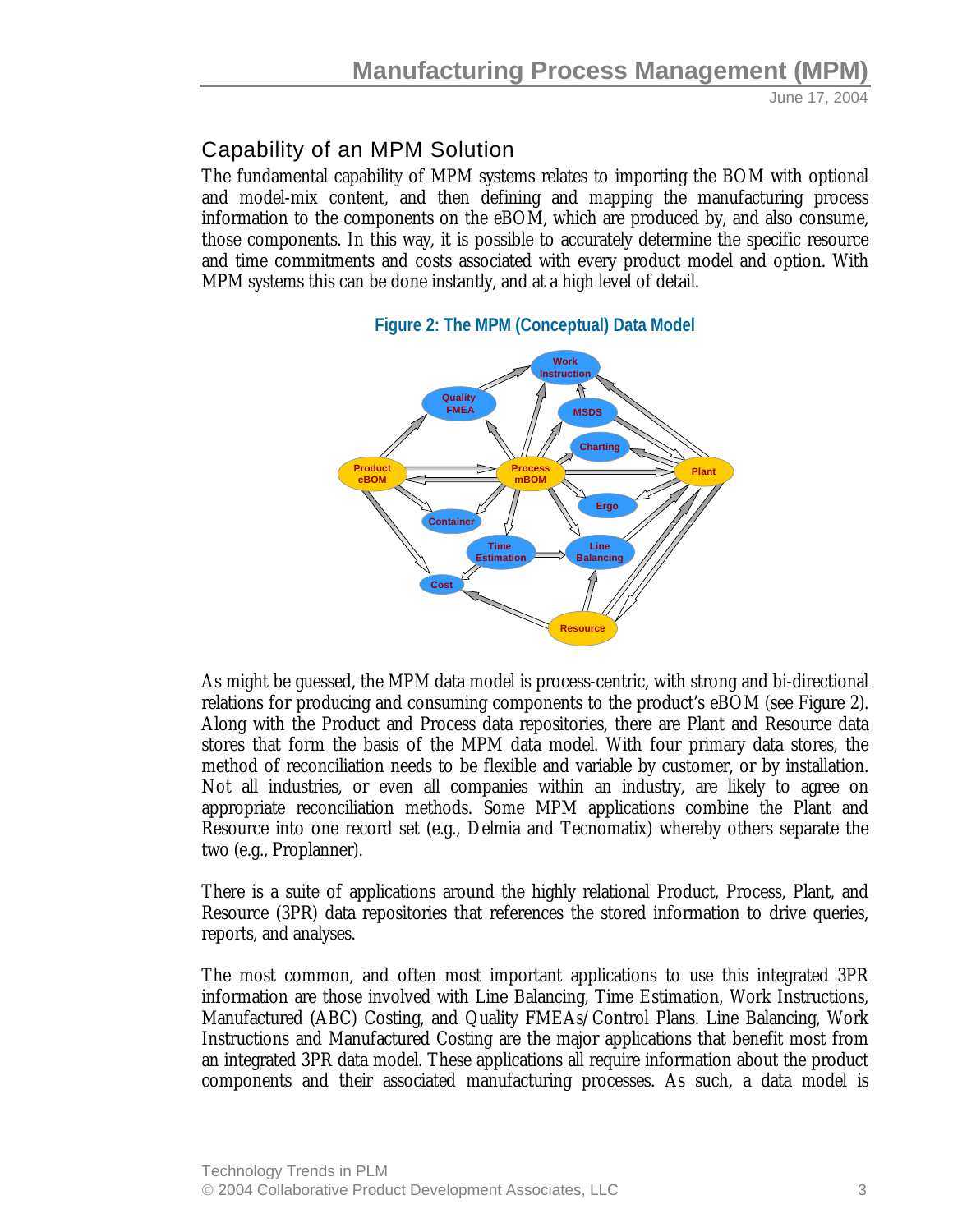## Capability of an MPM Solution

The fundamental capability of MPM systems relates to importing the BOM with optional and model-mix content, and then defining and mapping the manufacturing process information to the components on the eBOM, which are produced by, and also consume, those components. In this way, it is possible to accurately determine the specific resource and time commitments and costs associated with every product model and option. With MPM systems this can be done instantly, and at a high level of detail.

**Figure 2: The MPM (Conceptual) Data Model**

As might be guessed, the MPM data model is process-centric, with strong and bi-directional relations for producing and consuming components to the product's eBOM (see Figure 2). Along with the Product and Process data repositories, there are Plant and Resource data stores that form the basis of the MPM data model. With four primary data stores, the method of reconciliation needs to be flexible and variable by customer, or by installation. Not all industries, or even all companies within an industry, are likely to agree on appropriate reconciliation methods. Some MPM applications combine the Plant and Resource into one record set (e.g., Delmia and Tecnomatix) whereby others separate the two (e.g., Proplanner).

There is a suite of applications around the highly relational Product, Process, Plant, and Resource (3PR) data repositories that references the stored information to drive queries, reports, and analyses.

The most common, and often most important applications to use this integrated 3PR information are those involved with Line Balancing, Time Estimation, Work Instructions, Manufactured (ABC) Costing, and Quality FMEAs/Control Plans. Line Balancing, Work Instructions and Manufactured Costing are the major applications that benefit most from an integrated 3PR data model. These applications all require information about the product components and their associated manufacturing processes. As such, a data model is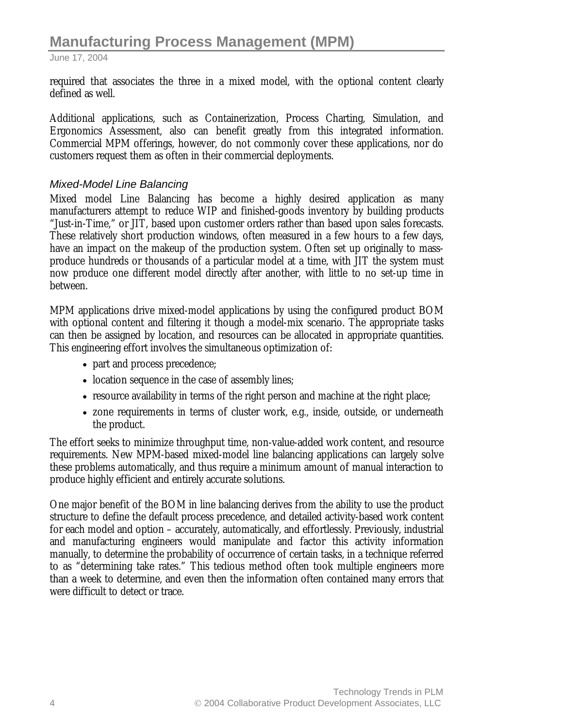required that associates the three in a mixed model, with the optional content clearly defined as well.

Additional applications, such as Containerization, Process Charting, Simulation, and Ergonomics Assessment, also can benefit greatly from this integrated information. Commercial MPM offerings, however, do not commonly cover these applications, nor do customers request them as often in their commercial deployments.

### *Mixed-Model Line Balancing*

Mixed model Line Balancing has become a highly desired application as many manufacturers attempt to reduce WIP and finished-goods inventory by building products "Just-in-Time," or JIT, based upon customer orders rather than based upon sales forecasts. These relatively short production windows, often measured in a few hours to a few days, have an impact on the makeup of the production system. Often set up originally to mass-produce hundreds or thousands of a particular model at a time, with JIT the system must now produce one different model directly after another, with little to no set-up time in between.

MPM applications drive mixed-model applications by using the configured product BOM with optional content and filtering it though a model-mix scenario. The appropriate tasks can then be assigned by location, and resources can be allocated in appropriate quantities. This engineering effort involves the simultaneous optimization of:

- part and process precedence;
- location sequence in the case of assembly lines;
- resource availability in terms of the right person and machine at the right place;
- zone requirements in terms of cluster work, e.g., inside, outside, or underneath the product.

The effort seeks to minimize throughput time, non-value-added work content, and resource requirements. New MPM-based mixed-model line balancing applications can largely solve these problems automatically, and thus require a minimum amount of manual interaction to produce highly efficient and entirely accurate solutions.

One major benefit of the BOM in line balancing derives from the ability to use the product structure to define the default process precedence, and detailed activity-based work content for each model and option – accurately, automatically, and effortlessly. Previously, industrial and manufacturing engineers would manipulate and factor this activity information manually, to determine the probability of occurrence of certain tasks, in a technique referred to as "determining take rates." This tedious method often took multiple engineers more than a week to determine, and even then the information often contained many errors that were difficult to detect or trace.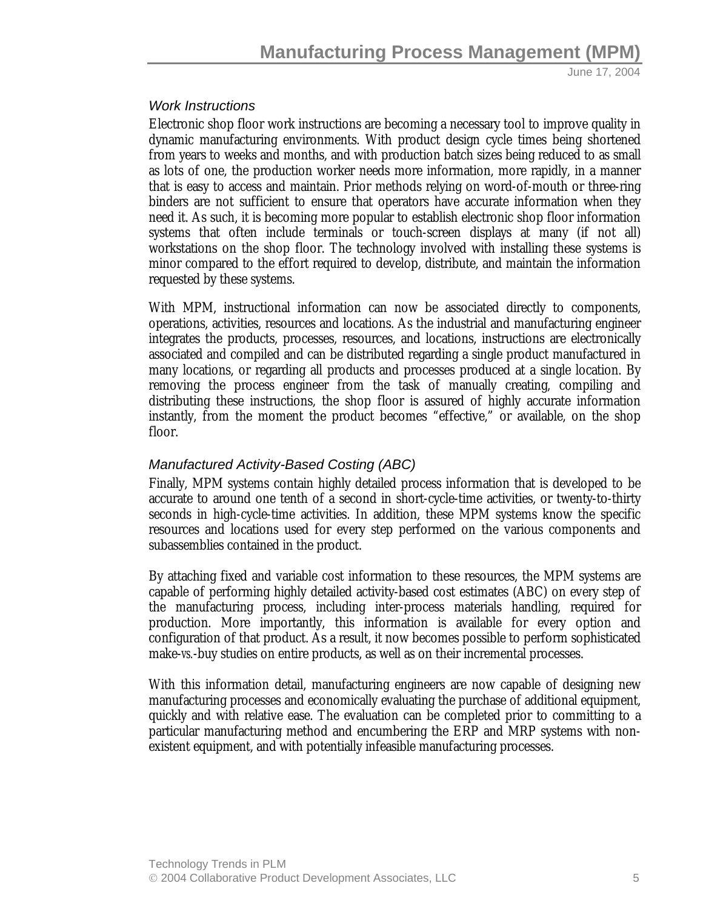### *Work Instructions*

Electronic shop floor work instructions are becoming a necessary tool to improve quality in dynamic manufacturing environments. With product design cycle times being shortened from years to weeks and months, and with production batch sizes being reduced to as small as lots of one, the production worker needs more information, more rapidly, in a manner that is easy to access and maintain. Prior methods relying on word-of-mouth or three-ring binders are not sufficient to ensure that operators have accurate information when they need it. As such, it is becoming more popular to establish electronic shop floor information systems that often include terminals or touch-screen displays at many (if not all) workstations on the shop floor. The technology involved with installing these systems is minor compared to the effort required to develop, distribute, and maintain the information requested by these systems.

With MPM, instructional information can now be associated directly to components, operations, activities, resources and locations. As the industrial and manufacturing engineer integrates the products, processes, resources, and locations, instructions are electronically associated and compiled and can be distributed regarding a single product manufactured in many locations, or regarding all products and processes produced at a single location. By removing the process engineer from the task of manually creating, compiling and distributing these instructions, the shop floor is assured of highly accurate information instantly, from the moment the product becomes "effective," or available, on the shop floor.

### *Manufactured Activity-Based Costing (ABC)*

Finally, MPM systems contain highly detailed process information that is developed to be accurate to around one tenth of a second in short-cycle-time activities, or twenty-to-thirty seconds in high-cycle-time activities. In addition, these MPM systems know the specific resources and locations used for every step performed on the various components and subassemblies contained in the product.

By attaching fixed and variable cost information to these resources, the MPM systems are capable of performing highly detailed activity-based cost estimates (ABC) on every step of the manufacturing process, including inter-process materials handling, required for production. More importantly, this information is available for every option and configuration of that product. As a result, it now becomes possible to perform sophisticated make-vs.-buy studies on entire products, as well as on their incremental processes.

With this information detail, manufacturing engineers are now capable of designing new manufacturing processes and economically evaluating the purchase of additional equipment, quickly and with relative ease. The evaluation can be completed prior to committing to a particular manufacturing method and encumbering the ERP and MRP systems with non-existent equipment, and with potentially infeasible manufacturing processes.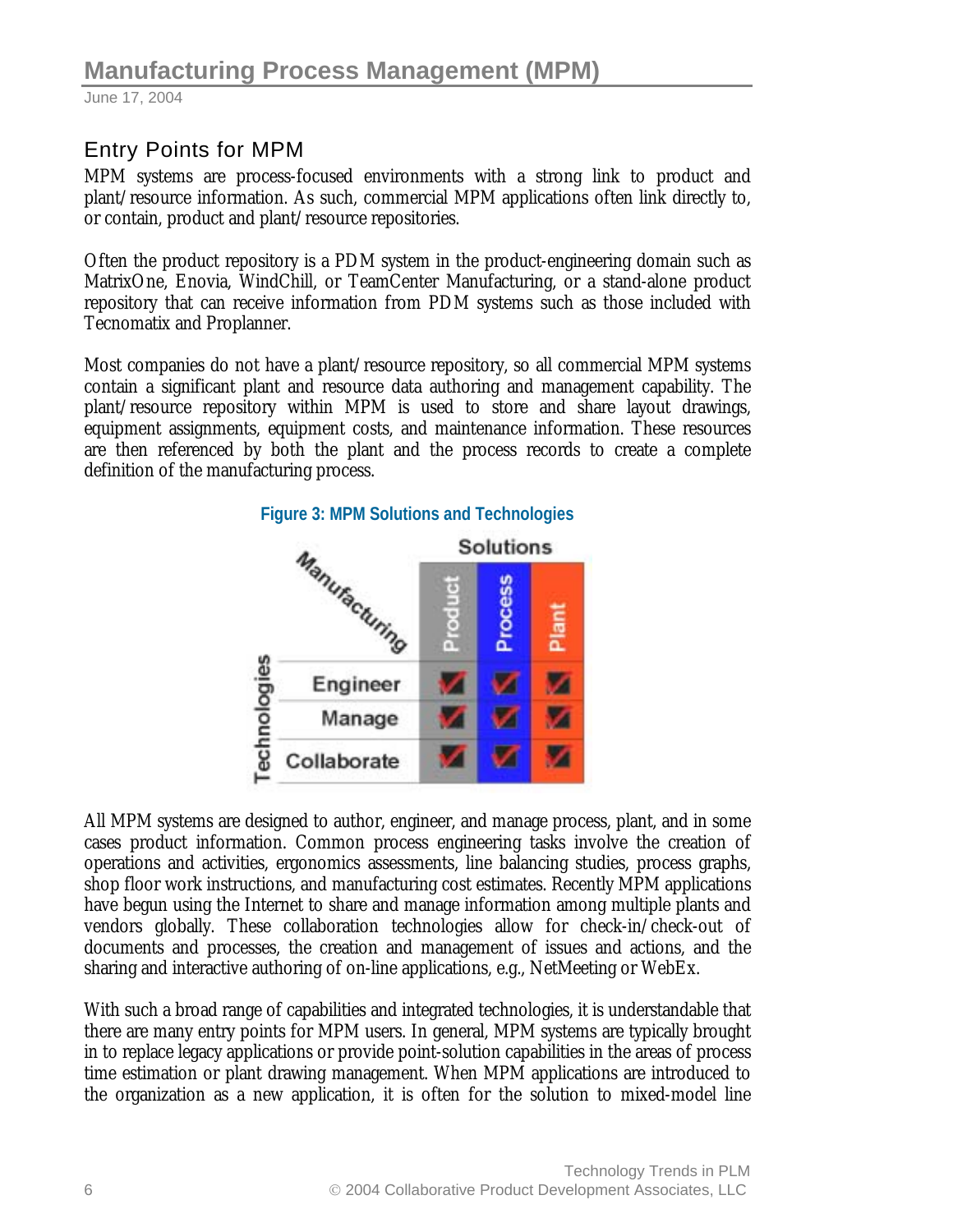## Entry Points for MPM

MPM systems are process-focused environments with a strong link to product and plant/resource information. As such, commercial MPM applications often link directly to, or contain, product and plant/resource repositories.

Often the product repository is a PDM system in the product-engineering domain such as MatrixOne, Enovia, WindChill, or TeamCenter Manufacturing, or a stand-alone product repository that can receive information from PDM systems such as those included with Tecnomatix and Proplanner.

Most companies do not have a plant/resource repository, so all commercial MPM systems contain a significant plant and resource data authoring and management capability. The plant/resource repository within MPM is used to store and share layout drawings, equipment assignments, equipment costs, and maintenance information. These resources are then referenced by both the plant and the process records to create a complete definition of the manufacturing process.

**Figure 3: MPM Solutions and Technologies**

| Technologies \ Solutions (Manufacturing) | Product | Process | Plant |
|---|---|---|---|
| Engineer | ✓ | ✓ | ✓ |
| Manage | ✓ | ✓ | ✓ |
| Collaborate | ✓ | ✓ | ✓ |

All MPM systems are designed to author, engineer, and manage process, plant, and in some cases product information. Common process engineering tasks involve the creation of operations and activities, ergonomics assessments, line balancing studies, process graphs, shop floor work instructions, and manufacturing cost estimates. Recently MPM applications have begun using the Internet to share and manage information among multiple plants and vendors globally. These collaboration technologies allow for check-in/check-out of documents and processes, the creation and management of issues and actions, and the sharing and interactive authoring of on-line applications, e.g., NetMeeting or WebEx.

With such a broad range of capabilities and integrated technologies, it is understandable that there are many entry points for MPM users. In general, MPM systems are typically brought in to replace legacy applications or provide point-solution capabilities in the areas of process time estimation or plant drawing management. When MPM applications are introduced to the organization as a new application, it is often for the solution to mixed-model line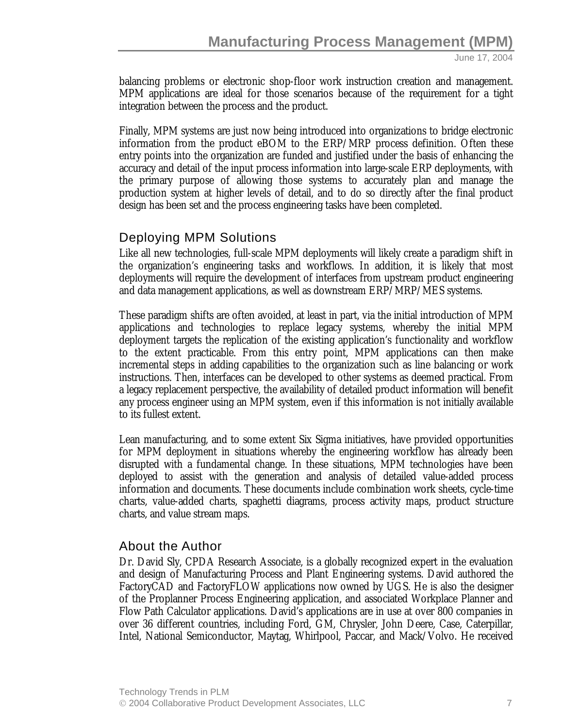balancing problems or electronic shop-floor work instruction creation and management. MPM applications are ideal for those scenarios because of the requirement for a tight integration between the process and the product.

Finally, MPM systems are just now being introduced into organizations to bridge electronic information from the product eBOM to the ERP/MRP process definition. Often these entry points into the organization are funded and justified under the basis of enhancing the accuracy and detail of the input process information into large-scale ERP deployments, with the primary purpose of allowing those systems to accurately plan and manage the production system at higher levels of detail, and to do so directly after the final product design has been set and the process engineering tasks have been completed.

## Deploying MPM Solutions

Like all new technologies, full-scale MPM deployments will likely create a paradigm shift in the organization's engineering tasks and workflows. In addition, it is likely that most deployments will require the development of interfaces from upstream product engineering and data management applications, as well as downstream ERP/MRP/MES systems.

These paradigm shifts are often avoided, at least in part, via the initial introduction of MPM applications and technologies to replace legacy systems, whereby the initial MPM deployment targets the replication of the existing application's functionality and workflow to the extent practicable. From this entry point, MPM applications can then make incremental steps in adding capabilities to the organization such as line balancing or work instructions. Then, interfaces can be developed to other systems as deemed practical. From a legacy replacement perspective, the availability of detailed product information will benefit any process engineer using an MPM system, even if this information is not initially available to its fullest extent.

Lean manufacturing, and to some extent Six Sigma initiatives, have provided opportunities for MPM deployment in situations whereby the engineering workflow has already been disrupted with a fundamental change. In these situations, MPM technologies have been deployed to assist with the generation and analysis of detailed value-added process information and documents. These documents include combination work sheets, cycle-time charts, value-added charts, spaghetti diagrams, process activity maps, product structure charts, and value stream maps.

## About the Author

Dr. David Sly, CPDA Research Associate, is a globally recognized expert in the evaluation and design of Manufacturing Process and Plant Engineering systems. David authored the FactoryCAD and FactoryFLOW applications now owned by UGS. He is also the designer of the Proplanner Process Engineering application, and associated Workplace Planner and Flow Path Calculator applications. David's applications are in use at over 800 companies in over 36 different countries, including Ford, GM, Chrysler, John Deere, Case, Caterpillar, Intel, National Semiconductor, Maytag, Whirlpool, Paccar, and Mack/Volvo. He received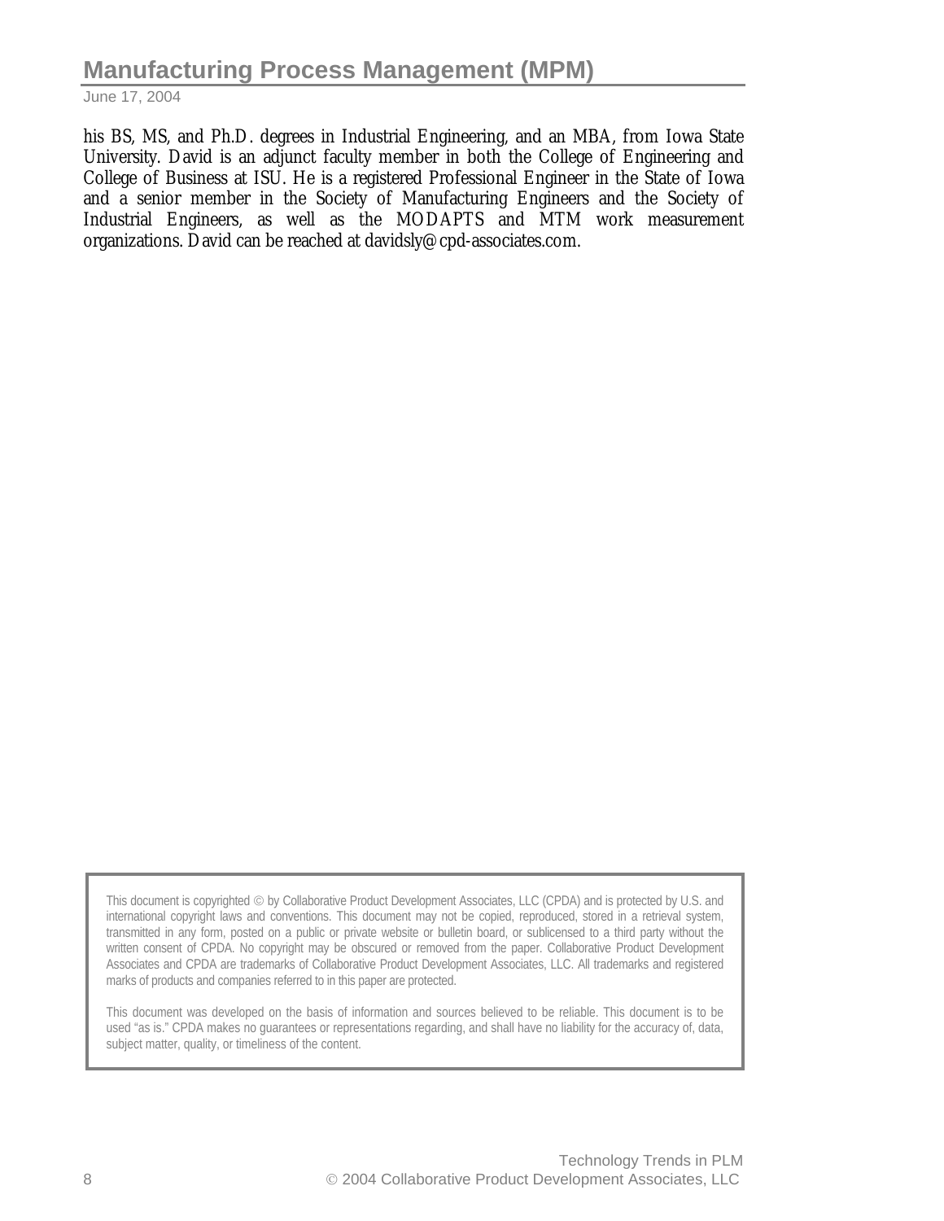his BS, MS, and Ph.D. degrees in Industrial Engineering, and an MBA, from Iowa State University. David is an adjunct faculty member in both the College of Engineering and College of Business at ISU. He is a registered Professional Engineer in the State of Iowa and a senior member in the Society of Manufacturing Engineers and the Society of Industrial Engineers, as well as the MODAPTS and MTM work measurement organizations. David can be reached at davidsly@cpd-associates.com.

This document is copyrighted © by Collaborative Product Development Associates, LLC (CPDA) and is protected by U.S. and international copyright laws and conventions. This document may not be copied, reproduced, stored in a retrieval system, transmitted in any form, posted on a public or private website or bulletin board, or sublicensed to a third party without the written consent of CPDA. No copyright may be obscured or removed from the paper. Collaborative Product Development Associates and CPDA are trademarks of Collaborative Product Development Associates, LLC. All trademarks and registered marks of products and companies referred to in this paper are protected.

This document was developed on the basis of information and sources believed to be reliable. This document is to be used "as is." CPDA makes no guarantees or representations regarding, and shall have no liability for the accuracy of, data, subject matter, quality, or timeliness of the content.